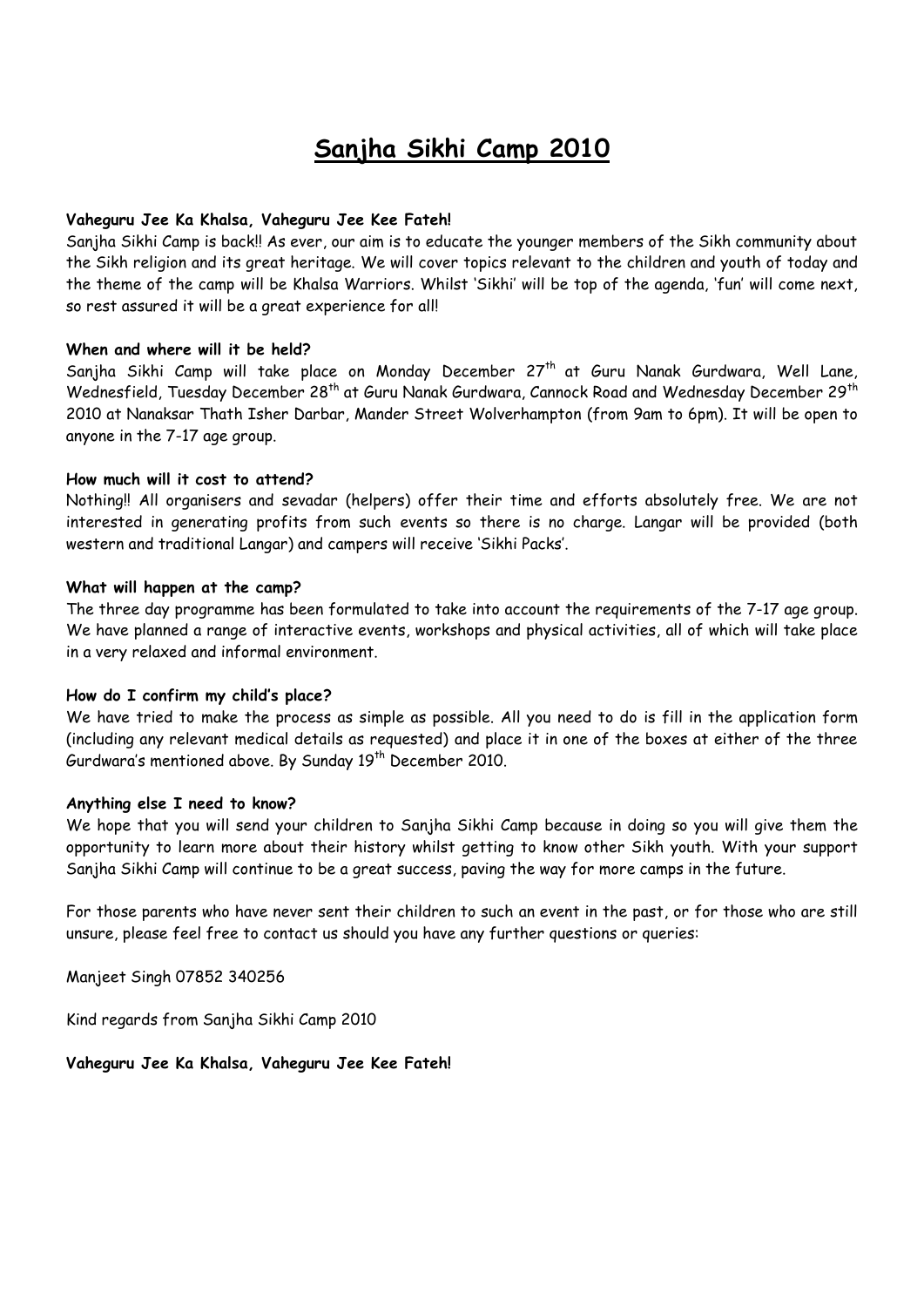# Sanjha Sikhi Camp 2010

**Vaheguru Jee Ka Khalsa, Vaheguru Jee Kee Fateh!**

Sanjha Sikhi Camp is back!! As ever, our aim is to educate the younger members of the Sikh community about the Sikh religion and its great heritage. We will cover topics relevant to the children and youth of today and the theme of the camp will be Khalsa Warriors. Whilst 'Sikhi' will be top of the agenda, 'fun' will come next, so rest assured it will be a great experience for all!

**When and where will it be held?**

Sanjha Sikhi Camp will take place on Monday December 27th at Guru Nanak Gurdwara, Well Lane, Wednesfield, Tuesday December 28th at Guru Nanak Gurdwara, Cannock Road and Wednesday December 29th 2010 at Nanaksar Thath Isher Darbar, Mander Street Wolverhampton (from 9am to 6pm). It will be open to anyone in the 7-17 age group.

**How much will it cost to attend?**

Nothing!! All organisers and sevadar (helpers) offer their time and efforts absolutely free. We are not interested in generating profits from such events so there is no charge. Langar will be provided (both western and traditional Langar) and campers will receive 'Sikhi Packs'.

**What will happen at the camp?**

The three day programme has been formulated to take into account the requirements of the 7-17 age group. We have planned a range of interactive events, workshops and physical activities, all of which will take place in a very relaxed and informal environment.

**How do I confirm my child's place?**

We have tried to make the process as simple as possible. All you need to do is fill in the application form (including any relevant medical details as requested) and place it in one of the boxes at either of the three Gurdwara's mentioned above. By Sunday 19th December 2010.

**Anything else I need to know?**

We hope that you will send your children to Sanjha Sikhi Camp because in doing so you will give them the opportunity to learn more about their history whilst getting to know other Sikh youth. With your support Sanjha Sikhi Camp will continue to be a great success, paving the way for more camps in the future.

For those parents who have never sent their children to such an event in the past, or for those who are still unsure, please feel free to contact us should you have any further questions or queries:

Manjeet Singh 07852 340256

Kind regards from Sanjha Sikhi Camp 2010

**Vaheguru Jee Ka Khalsa, Vaheguru Jee Kee Fateh!**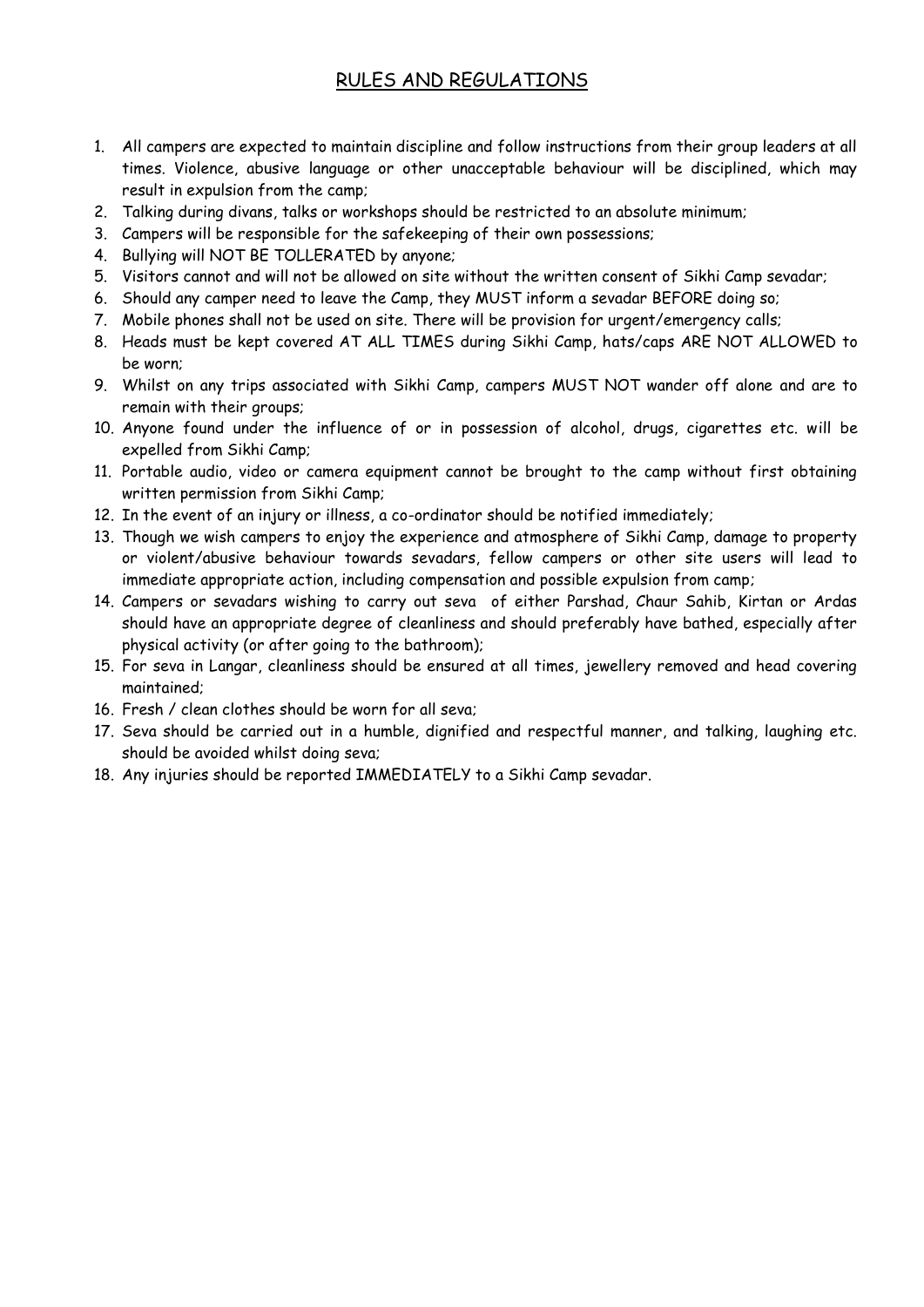## RULES AND REGULATIONS

1. All campers are expected to maintain discipline and follow instructions from their group leaders at all times. Violence, abusive language or other unacceptable behaviour will be disciplined, which may result in expulsion from the camp;
2. Talking during divans, talks or workshops should be restricted to an absolute minimum;
3. Campers will be responsible for the safekeeping of their own possessions;
4. Bullying will NOT BE TOLLERATED by anyone;
5. Visitors cannot and will not be allowed on site without the written consent of Sikhi Camp sevadar;
6. Should any camper need to leave the Camp, they MUST inform a sevadar BEFORE doing so;
7. Mobile phones shall not be used on site. There will be provision for urgent/emergency calls;
8. Heads must be kept covered AT ALL TIMES during Sikhi Camp, hats/caps ARE NOT ALLOWED to be worn;
9. Whilst on any trips associated with Sikhi Camp, campers MUST NOT wander off alone and are to remain with their groups;
10. Anyone found under the influence of or in possession of alcohol, drugs, cigarettes etc. will be expelled from Sikhi Camp;
11. Portable audio, video or camera equipment cannot be brought to the camp without first obtaining written permission from Sikhi Camp;
12. In the event of an injury or illness, a co-ordinator should be notified immediately;
13. Though we wish campers to enjoy the experience and atmosphere of Sikhi Camp, damage to property or violent/abusive behaviour towards sevadars, fellow campers or other site users will lead to immediate appropriate action, including compensation and possible expulsion from camp;
14. Campers or sevadars wishing to carry out seva of either Parshad, Chaur Sahib, Kirtan or Ardas should have an appropriate degree of cleanliness and should preferably have bathed, especially after physical activity (or after going to the bathroom);
15. For seva in Langar, cleanliness should be ensured at all times, jewellery removed and head covering maintained;
16. Fresh / clean clothes should be worn for all seva;
17. Seva should be carried out in a humble, dignified and respectful manner, and talking, laughing etc. should be avoided whilst doing seva;
18. Any injuries should be reported IMMEDIATELY to a Sikhi Camp sevadar.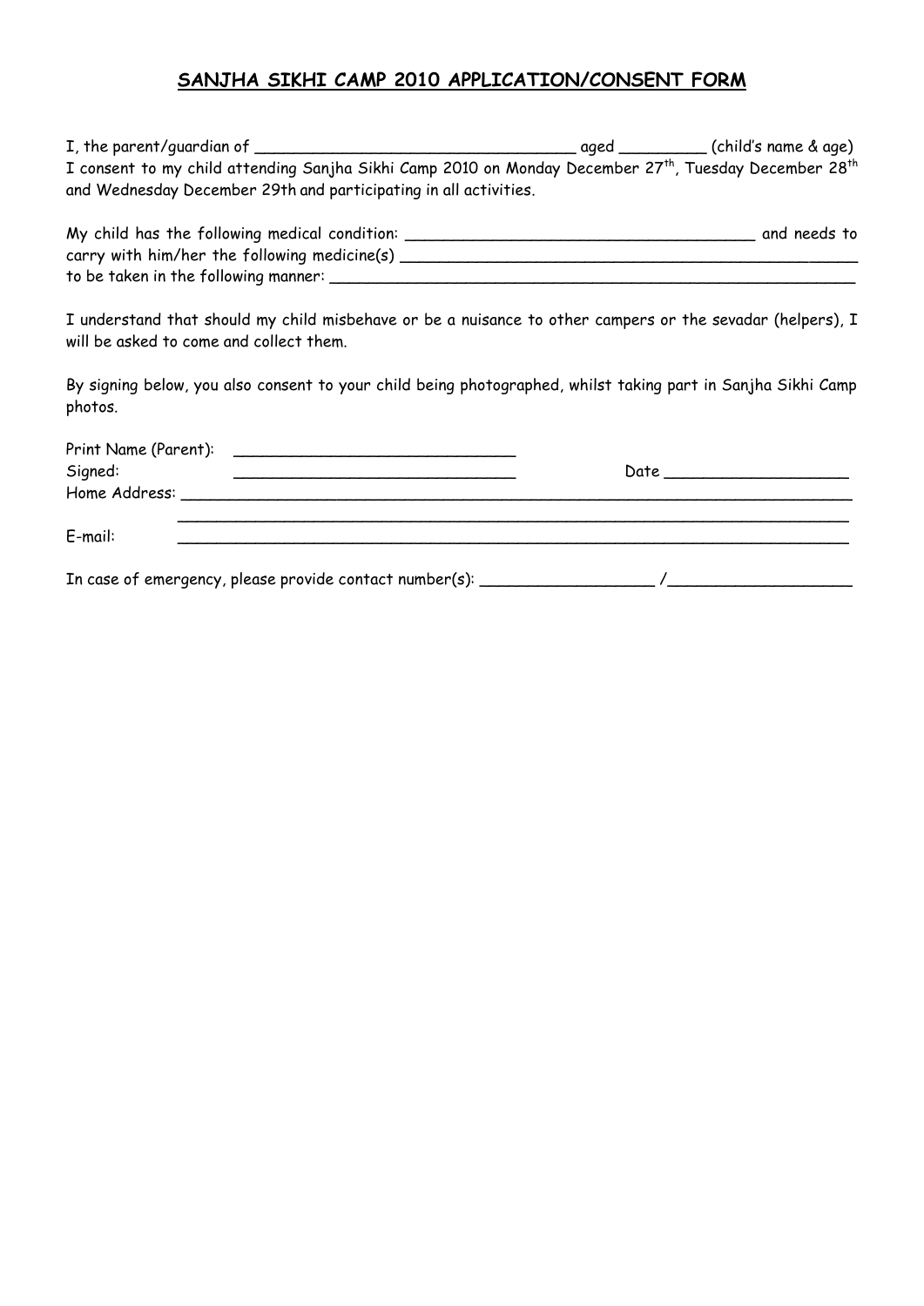# SANJHA SIKHI CAMP 2010 APPLICATION/CONSENT FORM

I, the parent/guardian of ________________________________ aged _________ (child's name & age) I consent to my child attending Sanjha Sikhi Camp 2010 on Monday December 27th, Tuesday December 28th and Wednesday December 29th and participating in all activities.

My child has the following medical condition: ___________________________________ and needs to carry with him/her the following medicine(s) _____________________________________________ to be taken in the following manner: _____________________________________________________

I understand that should my child misbehave or be a nuisance to other campers or the sevadar (helpers), I will be asked to come and collect them.

By signing below, you also consent to your child being photographed, whilst taking part in Sanjha Sikhi Camp photos.

Print Name (Parent): ____________________________

Signed: ____________________________ Date __________________

Home Address: ____________________________________________________________________

____________________________________________________________________

E-mail: ____________________________________________________________________

In case of emergency, please provide contact number(s): _________________ /__________________